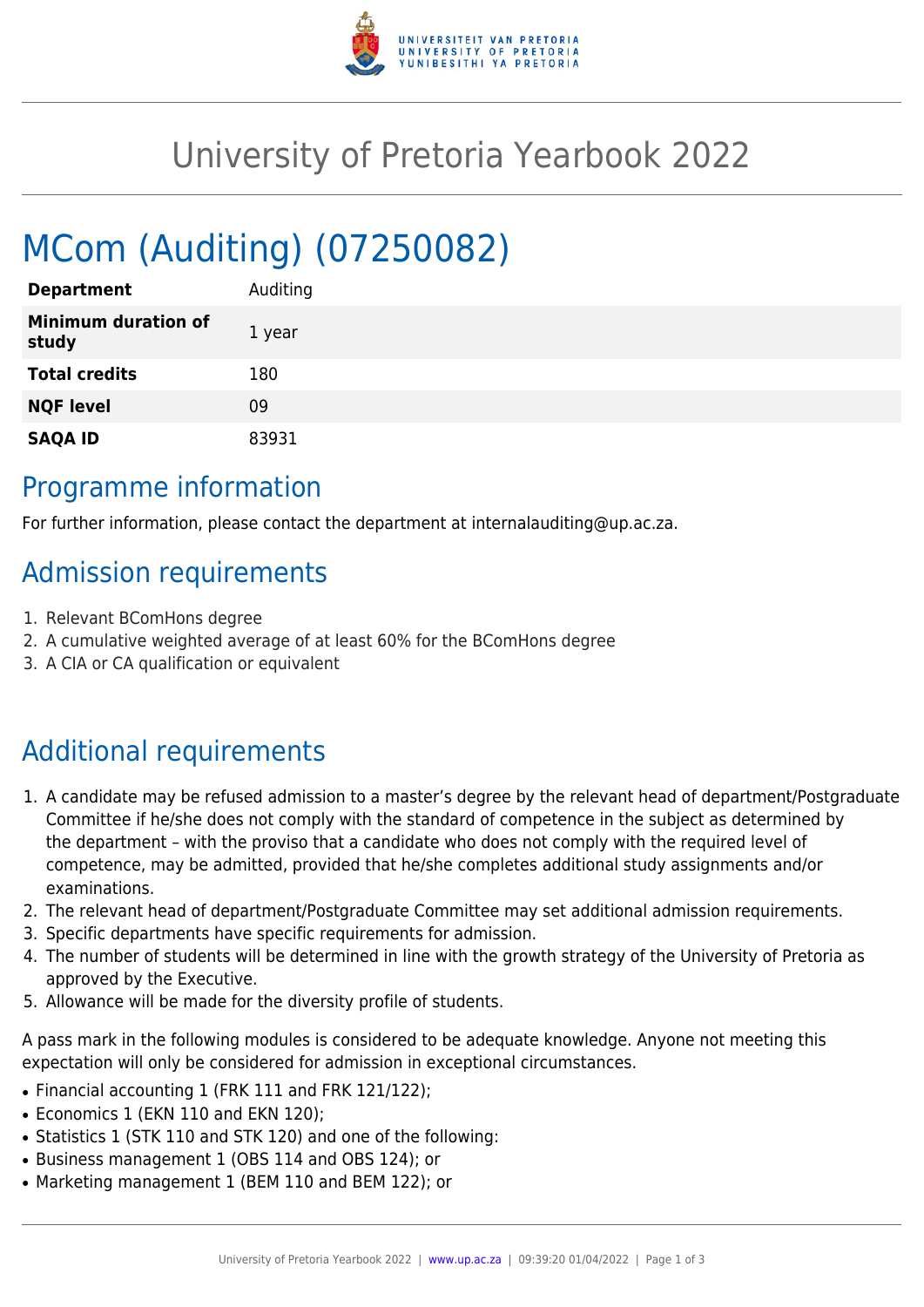# University of Pretoria Yearbook 2022

## MCom (Auditing) (07250082)

| | |
|---|---|
| **Department** | Auditing |
| **Minimum duration of study** | 1 year |
| **Total credits** | 180 |
| **NQF level** | 09 |
| **SAQA ID** | 83931 |

## Programme information

For further information, please contact the department at internalauditing@up.ac.za.

## Admission requirements

1. Relevant BComHons degree
2. A cumulative weighted average of at least 60% for the BComHons degree
3. A CIA or CA qualification or equivalent

## Additional requirements

1. A candidate may be refused admission to a master's degree by the relevant head of department/Postgraduate Committee if he/she does not comply with the standard of competence in the subject as determined by the department – with the proviso that a candidate who does not comply with the required level of competence, may be admitted, provided that he/she completes additional study assignments and/or examinations.
2. The relevant head of department/Postgraduate Committee may set additional admission requirements.
3. Specific departments have specific requirements for admission.
4. The number of students will be determined in line with the growth strategy of the University of Pretoria as approved by the Executive.
5. Allowance will be made for the diversity profile of students.

A pass mark in the following modules is considered to be adequate knowledge. Anyone not meeting this expectation will only be considered for admission in exceptional circumstances.

- Financial accounting 1 (FRK 111 and FRK 121/122);
- Economics 1 (EKN 110 and EKN 120);
- Statistics 1 (STK 110 and STK 120) and one of the following:
- Business management 1 (OBS 114 and OBS 124); or
- Marketing management 1 (BEM 110 and BEM 122); or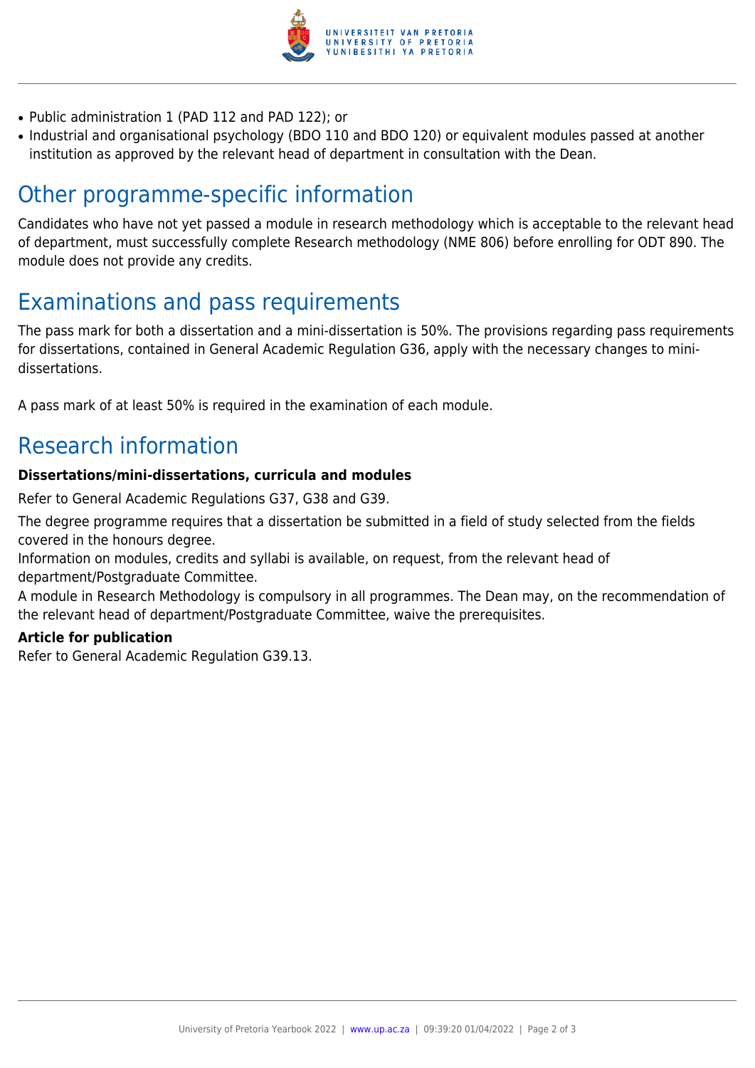- Public administration 1 (PAD 112 and PAD 122); or
- Industrial and organisational psychology (BDO 110 and BDO 120) or equivalent modules passed at another institution as approved by the relevant head of department in consultation with the Dean.

## Other programme-specific information

Candidates who have not yet passed a module in research methodology which is acceptable to the relevant head of department, must successfully complete Research methodology (NME 806) before enrolling for ODT 890. The module does not provide any credits.

## Examinations and pass requirements

The pass mark for both a dissertation and a mini-dissertation is 50%. The provisions regarding pass requirements for dissertations, contained in General Academic Regulation G36, apply with the necessary changes to mini-dissertations.

A pass mark of at least 50% is required in the examination of each module.

## Research information

**Dissertations/mini-dissertations, curricula and modules**

Refer to General Academic Regulations G37, G38 and G39.

The degree programme requires that a dissertation be submitted in a field of study selected from the fields covered in the honours degree.
Information on modules, credits and syllabi is available, on request, from the relevant head of department/Postgraduate Committee.
A module in Research Methodology is compulsory in all programmes. The Dean may, on the recommendation of the relevant head of department/Postgraduate Committee, waive the prerequisites.

**Article for publication**
Refer to General Academic Regulation G39.13.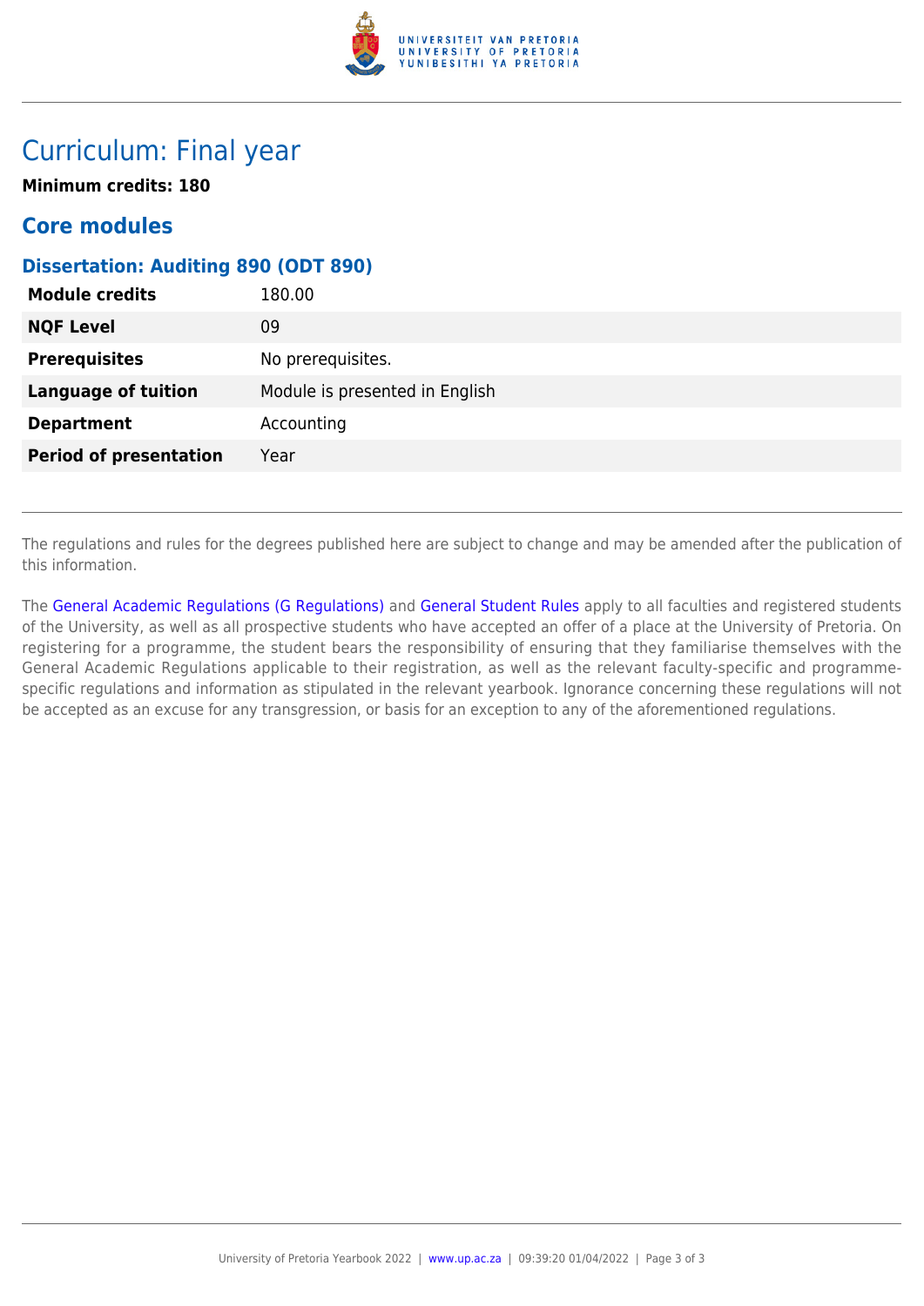# Curriculum: Final year

**Minimum credits: 180**

## Core modules

### Dissertation: Auditing 890 (ODT 890)

| | |
|---|---|
| **Module credits** | 180.00 |
| **NQF Level** | 09 |
| **Prerequisites** | No prerequisites. |
| **Language of tuition** | Module is presented in English |
| **Department** | Accounting |
| **Period of presentation** | Year |

---

The regulations and rules for the degrees published here are subject to change and may be amended after the publication of this information.

The General Academic Regulations (G Regulations) and General Student Rules apply to all faculties and registered students of the University, as well as all prospective students who have accepted an offer of a place at the University of Pretoria. On registering for a programme, the student bears the responsibility of ensuring that they familiarise themselves with the General Academic Regulations applicable to their registration, as well as the relevant faculty-specific and programme-specific regulations and information as stipulated in the relevant yearbook. Ignorance concerning these regulations will not be accepted as an excuse for any transgression, or basis for an exception to any of the aforementioned regulations.